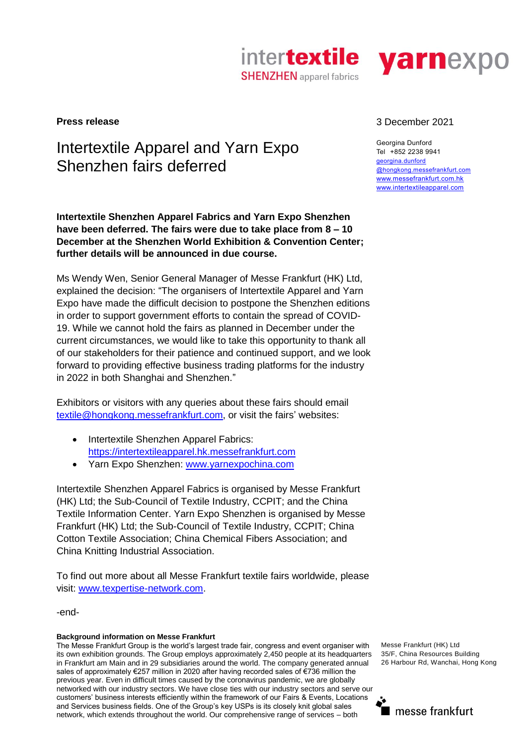**Press release**

3 December 2021

# Intertextile Apparel and Yarn Expo Shenzhen fairs deferred

Georgina Dunford
Tel +852 2238 9941
georgina.dunford@hongkong.messefrankfurt.com
www.messefrankfurt.com.hk
www.intertextileapparel.com

**Intertextile Shenzhen Apparel Fabrics and Yarn Expo Shenzhen have been deferred. The fairs were due to take place from 8 – 10 December at the Shenzhen World Exhibition & Convention Center; further details will be announced in due course.**

Ms Wendy Wen, Senior General Manager of Messe Frankfurt (HK) Ltd, explained the decision: "The organisers of Intertextile Apparel and Yarn Expo have made the difficult decision to postpone the Shenzhen editions in order to support government efforts to contain the spread of COVID-19. While we cannot hold the fairs as planned in December under the current circumstances, we would like to take this opportunity to thank all of our stakeholders for their patience and continued support, and we look forward to providing effective business trading platforms for the industry in 2022 in both Shanghai and Shenzhen."

Exhibitors or visitors with any queries about these fairs should email textile@hongkong.messefrankfurt.com, or visit the fairs' websites:

- Intertextile Shenzhen Apparel Fabrics: https://intertextileapparel.hk.messefrankfurt.com
- Yarn Expo Shenzhen: www.yarnexpochina.com

Intertextile Shenzhen Apparel Fabrics is organised by Messe Frankfurt (HK) Ltd; the Sub-Council of Textile Industry, CCPIT; and the China Textile Information Center. Yarn Expo Shenzhen is organised by Messe Frankfurt (HK) Ltd; the Sub-Council of Textile Industry, CCPIT; China Cotton Textile Association; China Chemical Fibers Association; and China Knitting Industrial Association.

To find out more about all Messe Frankfurt textile fairs worldwide, please visit: www.texpertise-network.com.

-end-

**Background information on Messe Frankfurt**
The Messe Frankfurt Group is the world's largest trade fair, congress and event organiser with its own exhibition grounds. The Group employs approximately 2,450 people at its headquarters in Frankfurt am Main and in 29 subsidiaries around the world. The company generated annual sales of approximately €257 million in 2020 after having recorded sales of €736 million the previous year. Even in difficult times caused by the coronavirus pandemic, we are globally networked with our industry sectors. We have close ties with our industry sectors and serve our customers' business interests efficiently within the framework of our Fairs & Events, Locations and Services business fields. One of the Group's key USPs is its closely knit global sales network, which extends throughout the world. Our comprehensive range of services – both

Messe Frankfurt (HK) Ltd
35/F, China Resources Building
26 Harbour Rd, Wanchai, Hong Kong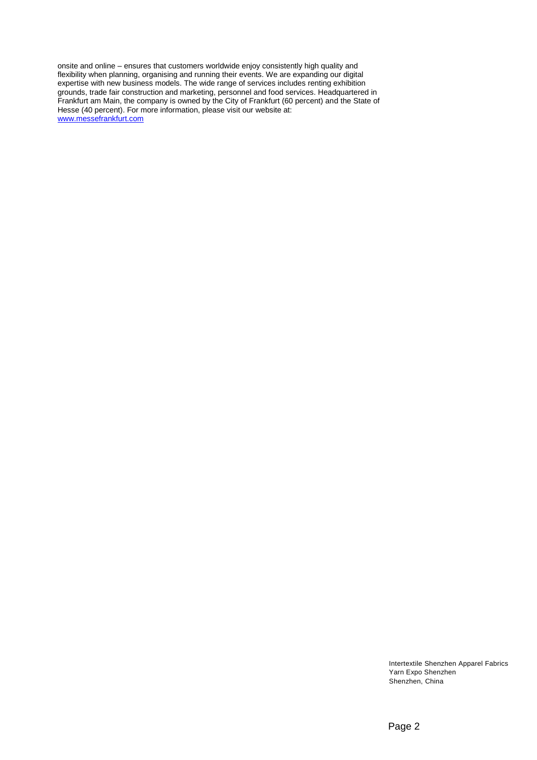onsite and online – ensures that customers worldwide enjoy consistently high quality and flexibility when planning, organising and running their events. We are expanding our digital expertise with new business models. The wide range of services includes renting exhibition grounds, trade fair construction and marketing, personnel and food services. Headquartered in Frankfurt am Main, the company is owned by the City of Frankfurt (60 percent) and the State of Hesse (40 percent). For more information, please visit our website at:
[www.messefrankfurt.com](http://www.messefrankfurt.com)